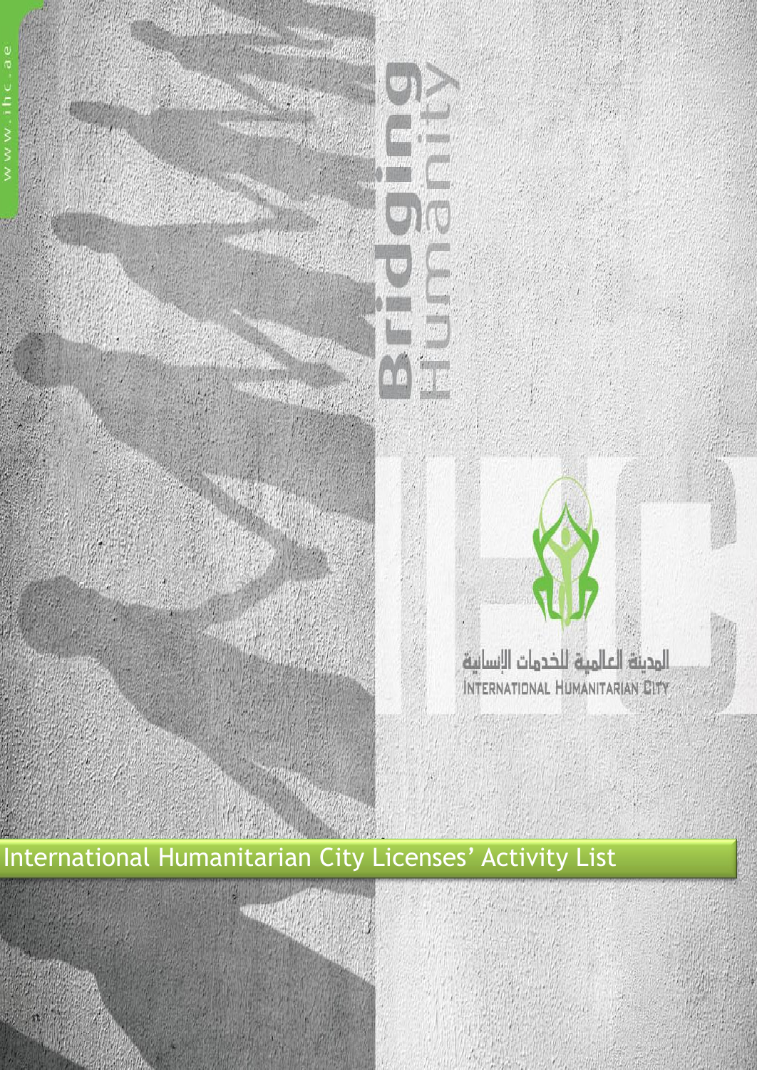www.ihc.ae

Bridging Humanity

المدينة العالمية للخدمات الإنسانية
INTERNATIONAL HUMANITARIAN CITY

# International Humanitarian City Licenses' Activity List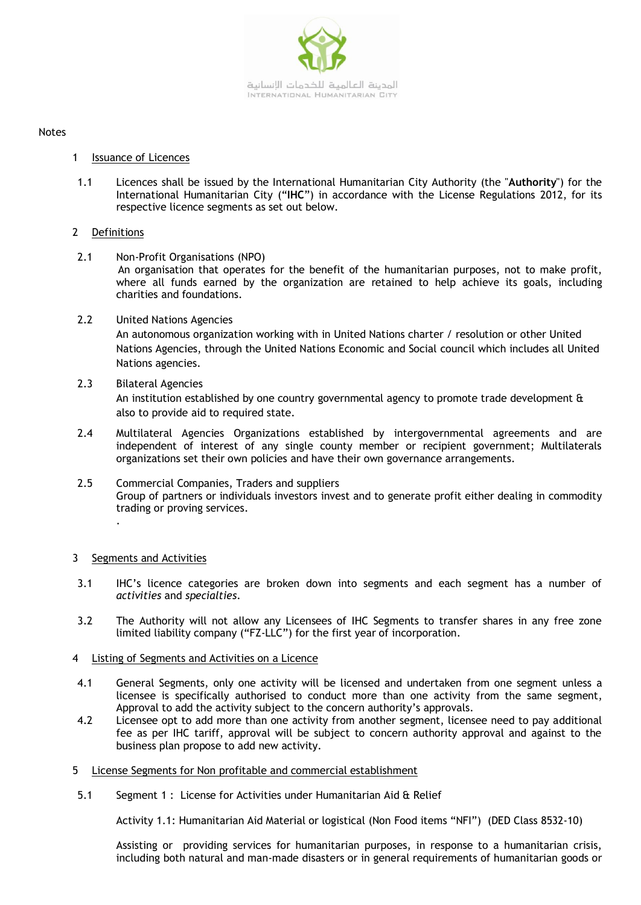Notes

1 Issuance of Licences

1.1 Licences shall be issued by the International Humanitarian City Authority (the "**Authority**") for the International Humanitarian City ("**IHC**") in accordance with the License Regulations 2012, for its respective licence segments as set out below.

2 Definitions

2.1 Non-Profit Organisations (NPO)
An organisation that operates for the benefit of the humanitarian purposes, not to make profit, where all funds earned by the organization are retained to help achieve its goals, including charities and foundations.

2.2 United Nations Agencies
An autonomous organization working with in United Nations charter / resolution or other United Nations Agencies, through the United Nations Economic and Social council which includes all United Nations agencies.

2.3 Bilateral Agencies
An institution established by one country governmental agency to promote trade development & also to provide aid to required state.

2.4 Multilateral Agencies Organizations established by intergovernmental agreements and are independent of interest of any single county member or recipient government; Multilaterals organizations set their own policies and have their own governance arrangements.

2.5 Commercial Companies, Traders and suppliers
Group of partners or individuals investors invest and to generate profit either dealing in commodity trading or proving services.
.

3 Segments and Activities

3.1 IHC's licence categories are broken down into segments and each segment has a number of *activities* and *specialties*.

3.2 The Authority will not allow any Licensees of IHC Segments to transfer shares in any free zone limited liability company ("FZ-LLC") for the first year of incorporation.

4 Listing of Segments and Activities on a Licence

4.1 General Segments, only one activity will be licensed and undertaken from one segment unless a licensee is specifically authorised to conduct more than one activity from the same segment, Approval to add the activity subject to the concern authority's approvals.

4.2 Licensee opt to add more than one activity from another segment, licensee need to pay additional fee as per IHC tariff, approval will be subject to concern authority approval and against to the business plan propose to add new activity.

5 License Segments for Non profitable and commercial establishment

5.1 Segment 1 : License for Activities under Humanitarian Aid & Relief

Activity 1.1: Humanitarian Aid Material or logistical (Non Food items "NFI") (DED Class 8532-10)

Assisting or providing services for humanitarian purposes, in response to a humanitarian crisis, including both natural and man-made disasters or in general requirements of humanitarian goods or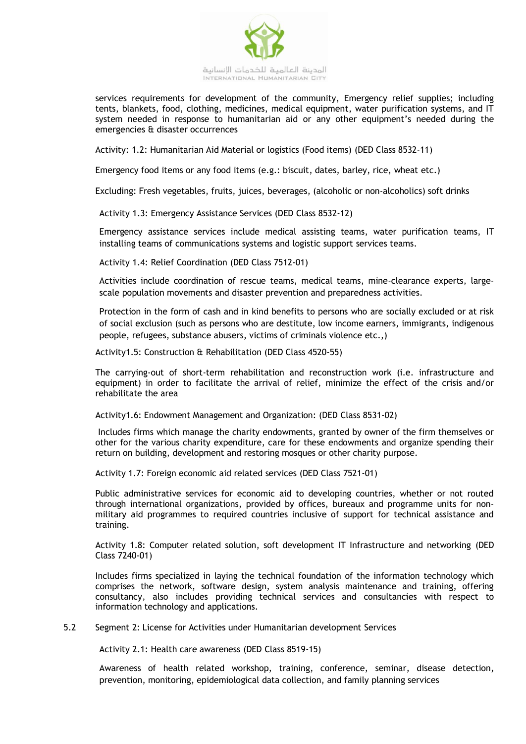services requirements for development of the community, Emergency relief supplies; including tents, blankets, food, clothing, medicines, medical equipment, water purification systems, and IT system needed in response to humanitarian aid or any other equipment's needed during the emergencies & disaster occurrences

Activity: 1.2: Humanitarian Aid Material or logistics (Food items) (DED Class 8532-11)

Emergency food items or any food items (e.g.: biscuit, dates, barley, rice, wheat etc.)

Excluding: Fresh vegetables, fruits, juices, beverages, (alcoholic or non-alcoholics) soft drinks

Activity 1.3: Emergency Assistance Services (DED Class 8532-12)

Emergency assistance services include medical assisting teams, water purification teams, IT installing teams of communications systems and logistic support services teams.

Activity 1.4: Relief Coordination (DED Class 7512-01)

Activities include coordination of rescue teams, medical teams, mine-clearance experts, large-scale population movements and disaster prevention and preparedness activities.

Protection in the form of cash and in kind benefits to persons who are socially excluded or at risk of social exclusion (such as persons who are destitute, low income earners, immigrants, indigenous people, refugees, substance abusers, victims of criminals violence etc.,)

Activity1.5: Construction & Rehabilitation (DED Class 4520-55)

The carrying-out of short-term rehabilitation and reconstruction work (i.e. infrastructure and equipment) in order to facilitate the arrival of relief, minimize the effect of the crisis and/or rehabilitate the area

Activity1.6: Endowment Management and Organization: (DED Class 8531-02)

Includes firms which manage the charity endowments, granted by owner of the firm themselves or other for the various charity expenditure, care for these endowments and organize spending their return on building, development and restoring mosques or other charity purpose.

Activity 1.7: Foreign economic aid related services (DED Class 7521-01)

Public administrative services for economic aid to developing countries, whether or not routed through international organizations, provided by offices, bureaux and programme units for non-military aid programmes to required countries inclusive of support for technical assistance and training.

Activity 1.8: Computer related solution, soft development IT Infrastructure and networking (DED Class 7240-01)

Includes firms specialized in laying the technical foundation of the information technology which comprises the network, software design, system analysis maintenance and training, offering consultancy, also includes providing technical services and consultancies with respect to information technology and applications.

5.2 Segment 2: License for Activities under Humanitarian development Services

Activity 2.1: Health care awareness (DED Class 8519-15)

Awareness of health related workshop, training, conference, seminar, disease detection, prevention, monitoring, epidemiological data collection, and family planning services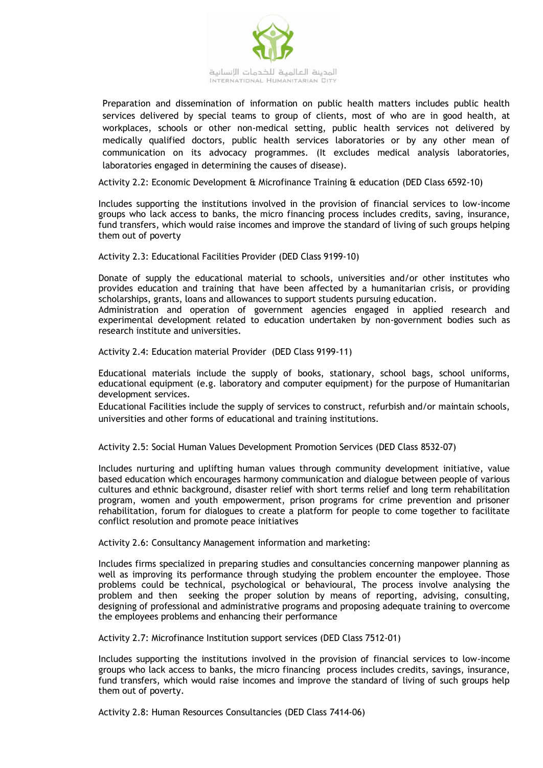Preparation and dissemination of information on public health matters includes public health services delivered by special teams to group of clients, most of who are in good health, at workplaces, schools or other non-medical setting, public health services not delivered by medically qualified doctors, public health services laboratories or by any other mean of communication on its advocacy programmes. (It excludes medical analysis laboratories, laboratories engaged in determining the causes of disease).

Activity 2.2: Economic Development & Microfinance Training & education (DED Class 6592-10)

Includes supporting the institutions involved in the provision of financial services to low-income groups who lack access to banks, the micro financing process includes credits, saving, insurance, fund transfers, which would raise incomes and improve the standard of living of such groups helping them out of poverty

Activity 2.3: Educational Facilities Provider (DED Class 9199-10)

Donate of supply the educational material to schools, universities and/or other institutes who provides education and training that have been affected by a humanitarian crisis, or providing scholarships, grants, loans and allowances to support students pursuing education.
Administration and operation of government agencies engaged in applied research and experimental development related to education undertaken by non-government bodies such as research institute and universities.

Activity 2.4: Education material Provider (DED Class 9199-11)

Educational materials include the supply of books, stationary, school bags, school uniforms, educational equipment (e.g. laboratory and computer equipment) for the purpose of Humanitarian development services.
Educational Facilities include the supply of services to construct, refurbish and/or maintain schools, universities and other forms of educational and training institutions.

Activity 2.5: Social Human Values Development Promotion Services (DED Class 8532-07)

Includes nurturing and uplifting human values through community development initiative, value based education which encourages harmony communication and dialogue between people of various cultures and ethnic background, disaster relief with short terms relief and long term rehabilitation program, women and youth empowerment, prison programs for crime prevention and prisoner rehabilitation, forum for dialogues to create a platform for people to come together to facilitate conflict resolution and promote peace initiatives

Activity 2.6: Consultancy Management information and marketing:

Includes firms specialized in preparing studies and consultancies concerning manpower planning as well as improving its performance through studying the problem encounter the employee. Those problems could be technical, psychological or behavioural, The process involve analysing the problem and then seeking the proper solution by means of reporting, advising, consulting, designing of professional and administrative programs and proposing adequate training to overcome the employees problems and enhancing their performance

Activity 2.7: Microfinance Institution support services (DED Class 7512-01)

Includes supporting the institutions involved in the provision of financial services to low-income groups who lack access to banks, the micro financing process includes credits, savings, insurance, fund transfers, which would raise incomes and improve the standard of living of such groups help them out of poverty.

Activity 2.8: Human Resources Consultancies (DED Class 7414-06)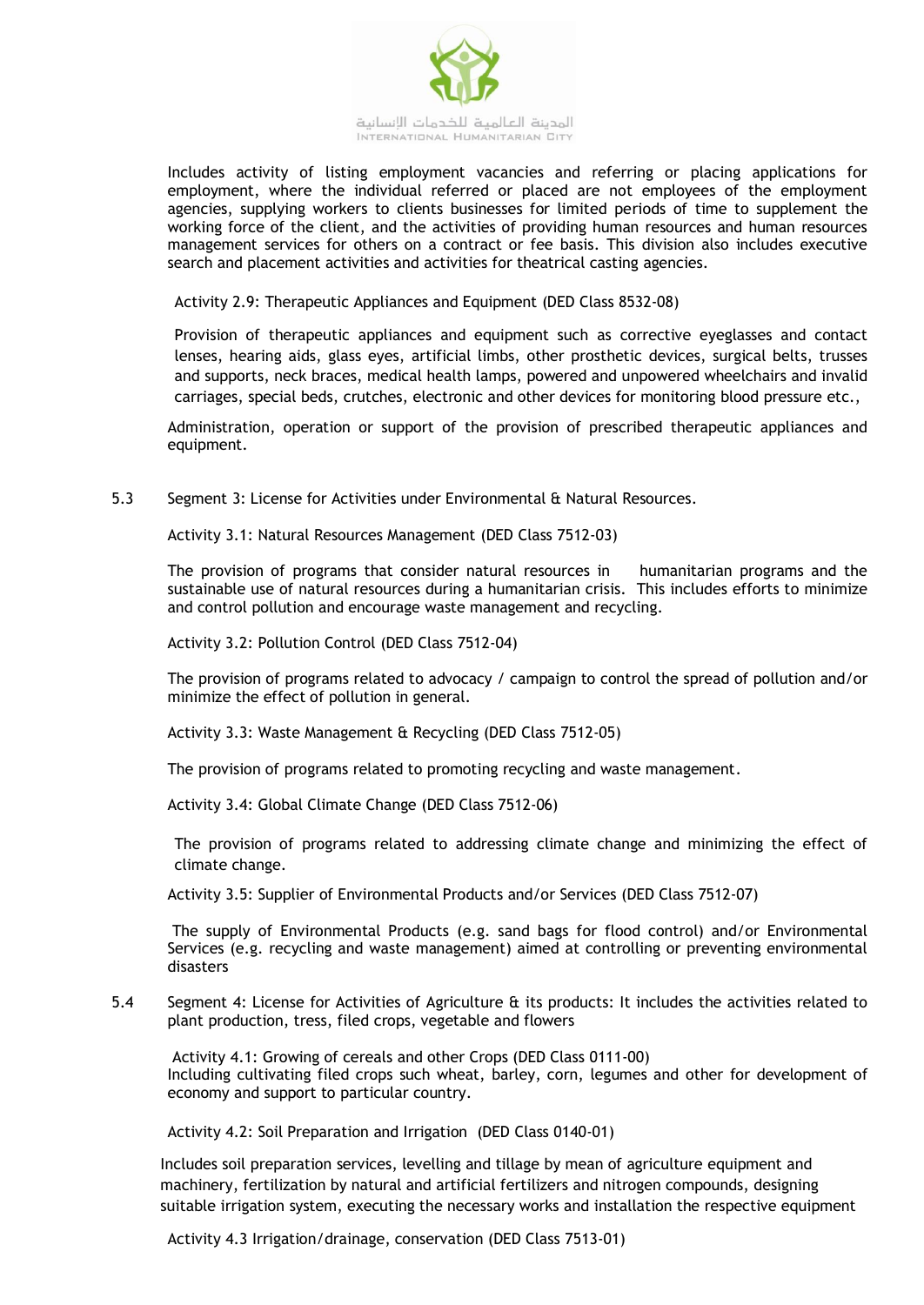Includes activity of listing employment vacancies and referring or placing applications for employment, where the individual referred or placed are not employees of the employment agencies, supplying workers to clients businesses for limited periods of time to supplement the working force of the client, and the activities of providing human resources and human resources management services for others on a contract or fee basis. This division also includes executive search and placement activities and activities for theatrical casting agencies.

Activity 2.9: Therapeutic Appliances and Equipment (DED Class 8532-08)

Provision of therapeutic appliances and equipment such as corrective eyeglasses and contact lenses, hearing aids, glass eyes, artificial limbs, other prosthetic devices, surgical belts, trusses and supports, neck braces, medical health lamps, powered and unpowered wheelchairs and invalid carriages, special beds, crutches, electronic and other devices for monitoring blood pressure etc.,

Administration, operation or support of the provision of prescribed therapeutic appliances and equipment.

5.3 Segment 3: License for Activities under Environmental & Natural Resources.

Activity 3.1: Natural Resources Management (DED Class 7512-03)

The provision of programs that consider natural resources in humanitarian programs and the sustainable use of natural resources during a humanitarian crisis. This includes efforts to minimize and control pollution and encourage waste management and recycling.

Activity 3.2: Pollution Control (DED Class 7512-04)

The provision of programs related to advocacy / campaign to control the spread of pollution and/or minimize the effect of pollution in general.

Activity 3.3: Waste Management & Recycling (DED Class 7512-05)

The provision of programs related to promoting recycling and waste management.

Activity 3.4: Global Climate Change (DED Class 7512-06)

The provision of programs related to addressing climate change and minimizing the effect of climate change.

Activity 3.5: Supplier of Environmental Products and/or Services (DED Class 7512-07)

The supply of Environmental Products (e.g. sand bags for flood control) and/or Environmental Services (e.g. recycling and waste management) aimed at controlling or preventing environmental disasters

5.4 Segment 4: License for Activities of Agriculture & its products: It includes the activities related to plant production, tress, filed crops, vegetable and flowers

Activity 4.1: Growing of cereals and other Crops (DED Class 0111-00)
Including cultivating filed crops such wheat, barley, corn, legumes and other for development of economy and support to particular country.

Activity 4.2: Soil Preparation and Irrigation (DED Class 0140-01)

Includes soil preparation services, levelling and tillage by mean of agriculture equipment and machinery, fertilization by natural and artificial fertilizers and nitrogen compounds, designing suitable irrigation system, executing the necessary works and installation the respective equipment

Activity 4.3 Irrigation/drainage, conservation (DED Class 7513-01)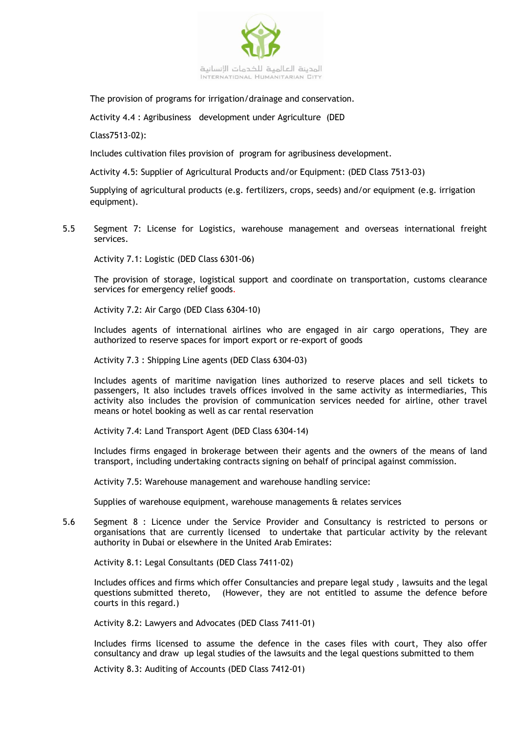The provision of programs for irrigation/drainage and conservation.

Activity 4.4 : Agribusiness development under Agriculture (DED Class7513-02):

Includes cultivation files provision of program for agribusiness development.

Activity 4.5: Supplier of Agricultural Products and/or Equipment: (DED Class 7513-03)

Supplying of agricultural products (e.g. fertilizers, crops, seeds) and/or equipment (e.g. irrigation equipment).

5.5 Segment 7: License for Logistics, warehouse management and overseas international freight services.

Activity 7.1: Logistic (DED Class 6301-06)

The provision of storage, logistical support and coordinate on transportation, customs clearance services for emergency relief goods.

Activity 7.2: Air Cargo (DED Class 6304-10)

Includes agents of international airlines who are engaged in air cargo operations, They are authorized to reserve spaces for import export or re-export of goods

Activity 7.3 : Shipping Line agents (DED Class 6304-03)

Includes agents of maritime navigation lines authorized to reserve places and sell tickets to passengers, It also includes travels offices involved in the same activity as intermediaries, This activity also includes the provision of communication services needed for airline, other travel means or hotel booking as well as car rental reservation

Activity 7.4: Land Transport Agent (DED Class 6304-14)

Includes firms engaged in brokerage between their agents and the owners of the means of land transport, including undertaking contracts signing on behalf of principal against commission.

Activity 7.5: Warehouse management and warehouse handling service:

Supplies of warehouse equipment, warehouse managements & relates services

5.6 Segment 8 : Licence under the Service Provider and Consultancy is restricted to persons or organisations that are currently licensed to undertake that particular activity by the relevant authority in Dubai or elsewhere in the United Arab Emirates:

Activity 8.1: Legal Consultants (DED Class 7411-02)

Includes offices and firms which offer Consultancies and prepare legal study , lawsuits and the legal questions submitted thereto, (However, they are not entitled to assume the defence before courts in this regard.)

Activity 8.2: Lawyers and Advocates (DED Class 7411-01)

Includes firms licensed to assume the defence in the cases files with court, They also offer consultancy and draw up legal studies of the lawsuits and the legal questions submitted to them

Activity 8.3: Auditing of Accounts (DED Class 7412-01)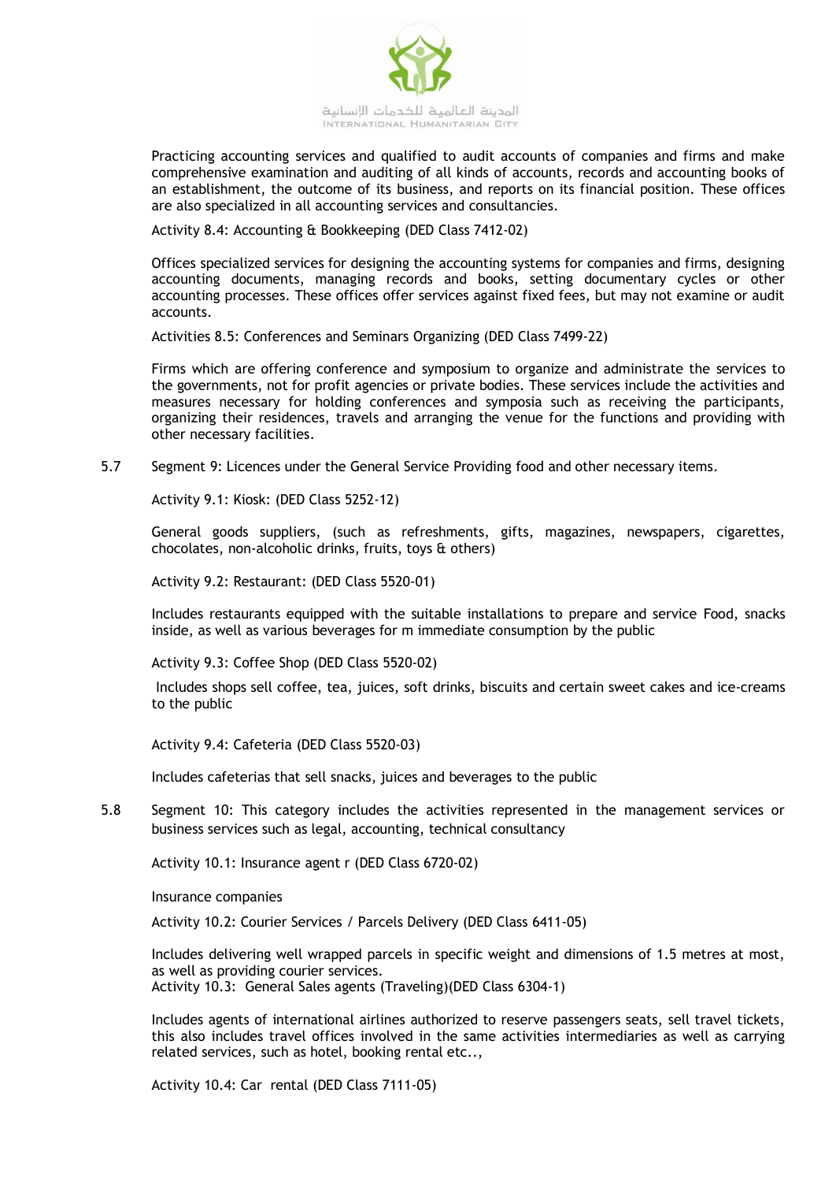Practicing accounting services and qualified to audit accounts of companies and firms and make comprehensive examination and auditing of all kinds of accounts, records and accounting books of an establishment, the outcome of its business, and reports on its financial position. These offices are also specialized in all accounting services and consultancies.

Activity 8.4: Accounting & Bookkeeping (DED Class 7412-02)

Offices specialized services for designing the accounting systems for companies and firms, designing accounting documents, managing records and books, setting documentary cycles or other accounting processes. These offices offer services against fixed fees, but may not examine or audit accounts.

Activities 8.5: Conferences and Seminars Organizing (DED Class 7499-22)

Firms which are offering conference and symposium to organize and administrate the services to the governments, not for profit agencies or private bodies. These services include the activities and measures necessary for holding conferences and symposia such as receiving the participants, organizing their residences, travels and arranging the venue for the functions and providing with other necessary facilities.

5.7 Segment 9: Licences under the General Service Providing food and other necessary items.

Activity 9.1: Kiosk: (DED Class 5252-12)

General goods suppliers, (such as refreshments, gifts, magazines, newspapers, cigarettes, chocolates, non-alcoholic drinks, fruits, toys & others)

Activity 9.2: Restaurant: (DED Class 5520-01)

Includes restaurants equipped with the suitable installations to prepare and service Food, snacks inside, as well as various beverages for m immediate consumption by the public

Activity 9.3: Coffee Shop (DED Class 5520-02)

Includes shops sell coffee, tea, juices, soft drinks, biscuits and certain sweet cakes and ice-creams to the public

Activity 9.4: Cafeteria (DED Class 5520-03)

Includes cafeterias that sell snacks, juices and beverages to the public

5.8 Segment 10: This category includes the activities represented in the management services or business services such as legal, accounting, technical consultancy

Activity 10.1: Insurance agent r (DED Class 6720-02)

Insurance companies

Activity 10.2: Courier Services / Parcels Delivery (DED Class 6411-05)

Includes delivering well wrapped parcels in specific weight and dimensions of 1.5 metres at most, as well as providing courier services.

Activity 10.3: General Sales agents (Traveling)(DED Class 6304-1)

Includes agents of international airlines authorized to reserve passengers seats, sell travel tickets, this also includes travel offices involved in the same activities intermediaries as well as carrying related services, such as hotel, booking rental etc..,

Activity 10.4: Car rental (DED Class 7111-05)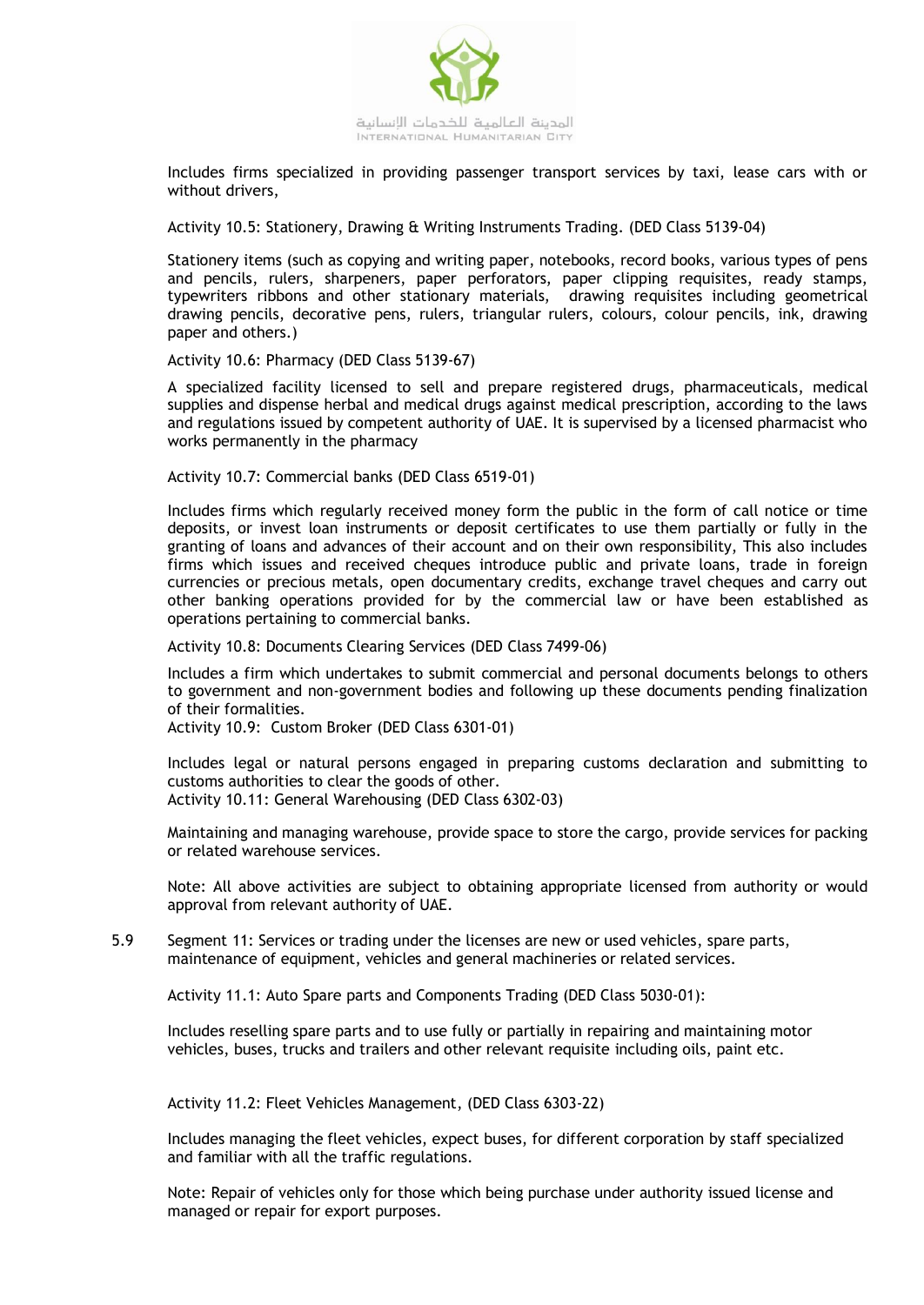Includes firms specialized in providing passenger transport services by taxi, lease cars with or without drivers,

Activity 10.5: Stationery, Drawing & Writing Instruments Trading. (DED Class 5139-04)

Stationery items (such as copying and writing paper, notebooks, record books, various types of pens and pencils, rulers, sharpeners, paper perforators, paper clipping requisites, ready stamps, typewriters ribbons and other stationary materials, drawing requisites including geometrical drawing pencils, decorative pens, rulers, triangular rulers, colours, colour pencils, ink, drawing paper and others.)

Activity 10.6: Pharmacy (DED Class 5139-67)

A specialized facility licensed to sell and prepare registered drugs, pharmaceuticals, medical supplies and dispense herbal and medical drugs against medical prescription, according to the laws and regulations issued by competent authority of UAE. It is supervised by a licensed pharmacist who works permanently in the pharmacy

Activity 10.7: Commercial banks (DED Class 6519-01)

Includes firms which regularly received money form the public in the form of call notice or time deposits, or invest loan instruments or deposit certificates to use them partially or fully in the granting of loans and advances of their account and on their own responsibility, This also includes firms which issues and received cheques introduce public and private loans, trade in foreign currencies or precious metals, open documentary credits, exchange travel cheques and carry out other banking operations provided for by the commercial law or have been established as operations pertaining to commercial banks.

Activity 10.8: Documents Clearing Services (DED Class 7499-06)

Includes a firm which undertakes to submit commercial and personal documents belongs to others to government and non-government bodies and following up these documents pending finalization of their formalities.

Activity 10.9: Custom Broker (DED Class 6301-01)

Includes legal or natural persons engaged in preparing customs declaration and submitting to customs authorities to clear the goods of other.

Activity 10.11: General Warehousing (DED Class 6302-03)

Maintaining and managing warehouse, provide space to store the cargo, provide services for packing or related warehouse services.

Note: All above activities are subject to obtaining appropriate licensed from authority or would approval from relevant authority of UAE.

5.9 Segment 11: Services or trading under the licenses are new or used vehicles, spare parts, maintenance of equipment, vehicles and general machineries or related services.

Activity 11.1: Auto Spare parts and Components Trading (DED Class 5030-01):

Includes reselling spare parts and to use fully or partially in repairing and maintaining motor vehicles, buses, trucks and trailers and other relevant requisite including oils, paint etc.

Activity 11.2: Fleet Vehicles Management, (DED Class 6303-22)

Includes managing the fleet vehicles, expect buses, for different corporation by staff specialized and familiar with all the traffic regulations.

Note: Repair of vehicles only for those which being purchase under authority issued license and managed or repair for export purposes.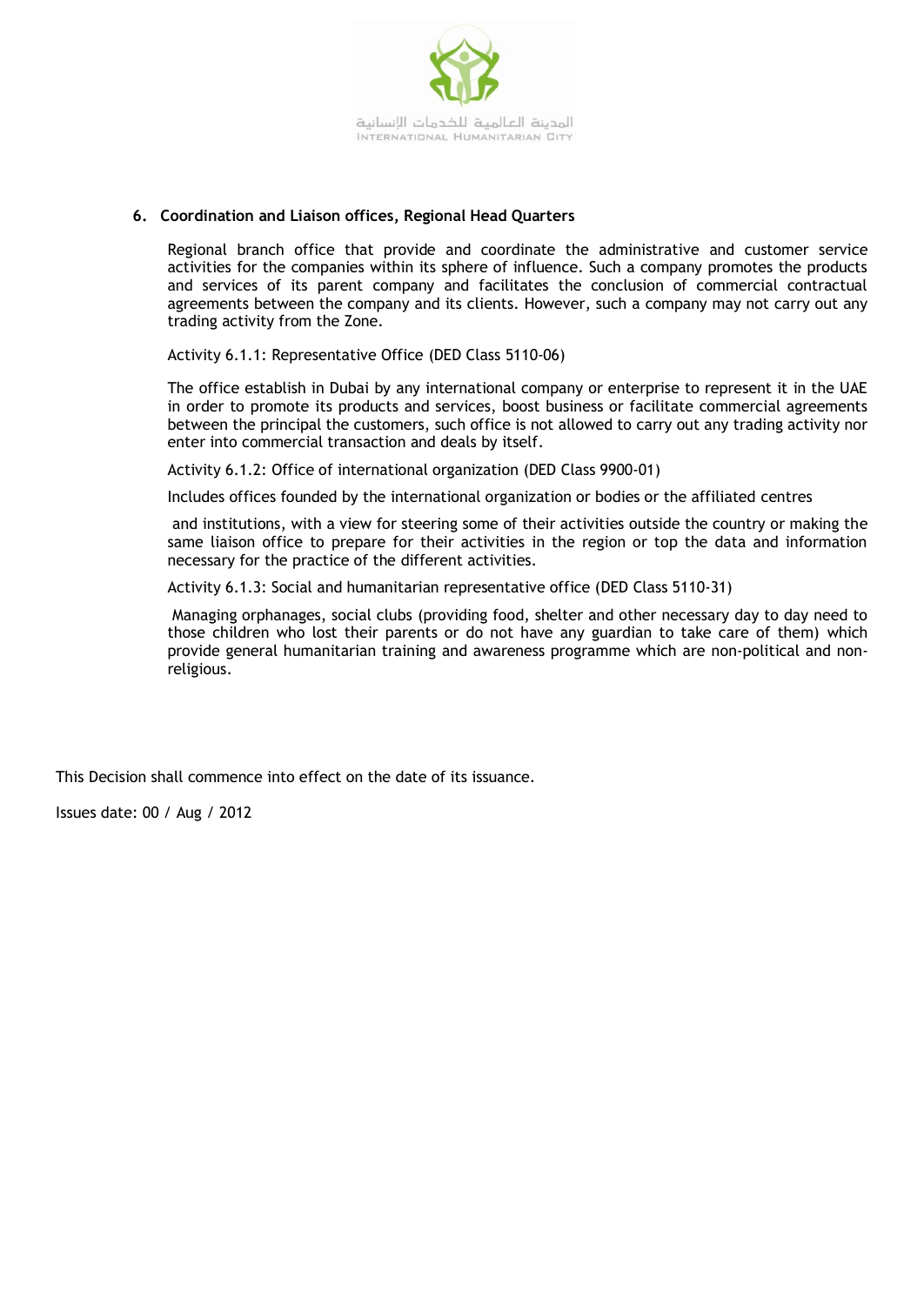## 6. Coordination and Liaison offices, Regional Head Quarters

Regional branch office that provide and coordinate the administrative and customer service activities for the companies within its sphere of influence. Such a company promotes the products and services of its parent company and facilitates the conclusion of commercial contractual agreements between the company and its clients. However, such a company may not carry out any trading activity from the Zone.

Activity 6.1.1: Representative Office (DED Class 5110-06)

The office establish in Dubai by any international company or enterprise to represent it in the UAE in order to promote its products and services, boost business or facilitate commercial agreements between the principal the customers, such office is not allowed to carry out any trading activity nor enter into commercial transaction and deals by itself.

Activity 6.1.2: Office of international organization (DED Class 9900-01)

Includes offices founded by the international organization or bodies or the affiliated centres

and institutions, with a view for steering some of their activities outside the country or making the same liaison office to prepare for their activities in the region or top the data and information necessary for the practice of the different activities.

Activity 6.1.3: Social and humanitarian representative office (DED Class 5110-31)

Managing orphanages, social clubs (providing food, shelter and other necessary day to day need to those children who lost their parents or do not have any guardian to take care of them) which provide general humanitarian training and awareness programme which are non-political and non-religious.

This Decision shall commence into effect on the date of its issuance.

Issues date: 00 / Aug / 2012